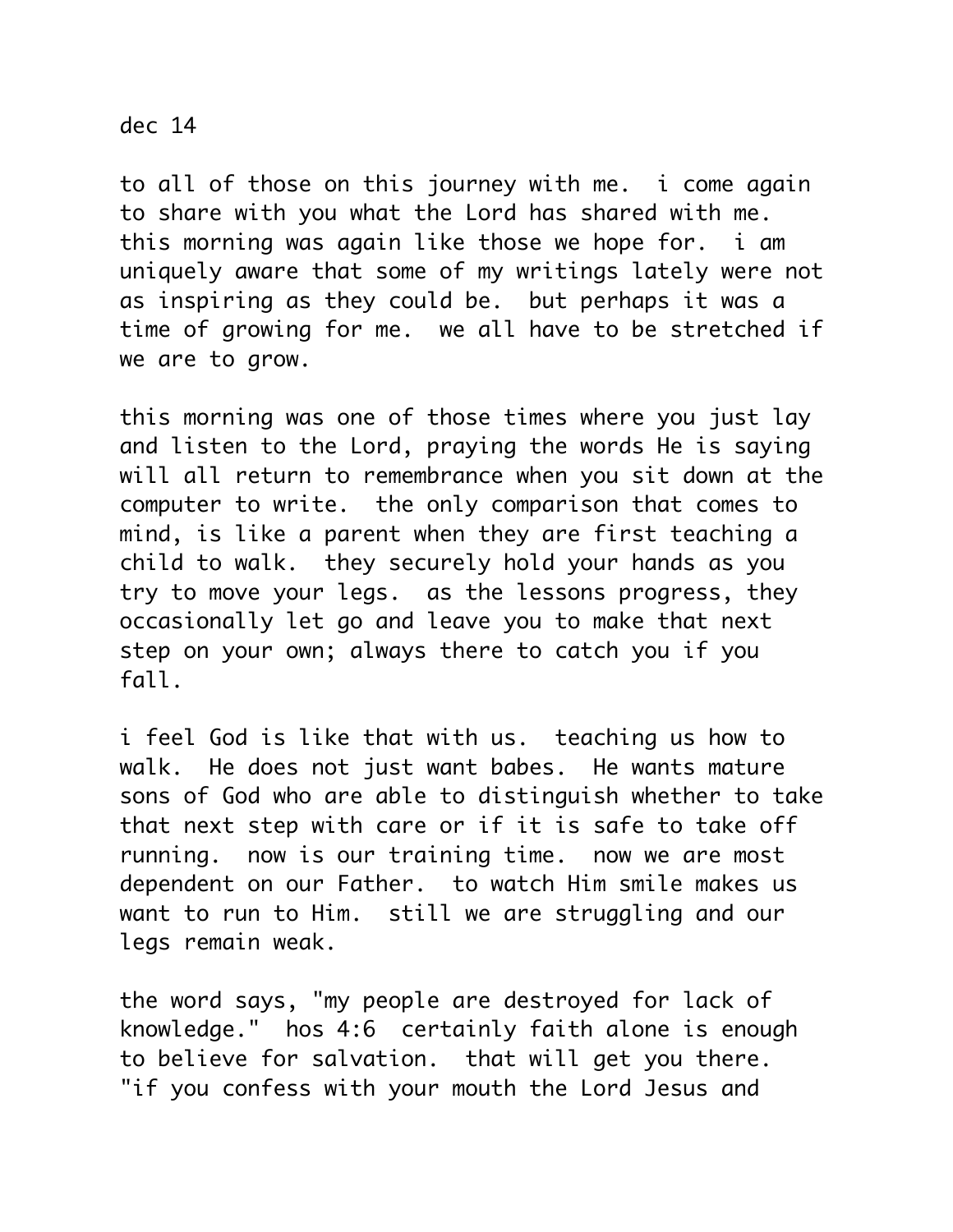dec 14

to all of those on this journey with me. i come again to share with you what the Lord has shared with me. this morning was again like those we hope for. i am uniquely aware that some of my writings lately were not as inspiring as they could be. but perhaps it was a time of growing for me. we all have to be stretched if we are to grow.

this morning was one of those times where you just lay and listen to the Lord, praying the words He is saying will all return to remembrance when you sit down at the computer to write. the only comparison that comes to mind, is like a parent when they are first teaching a child to walk. they securely hold your hands as you try to move your legs. as the lessons progress, they occasionally let go and leave you to make that next step on your own; always there to catch you if you fall.

i feel God is like that with us. teaching us how to walk. He does not just want babes. He wants mature sons of God who are able to distinguish whether to take that next step with care or if it is safe to take off running. now is our training time. now we are most dependent on our Father. to watch Him smile makes us want to run to Him. still we are struggling and our legs remain weak.

the word says, "my people are destroyed for lack of knowledge." hos 4:6 certainly faith alone is enough to believe for salvation. that will get you there. "if you confess with your mouth the Lord Jesus and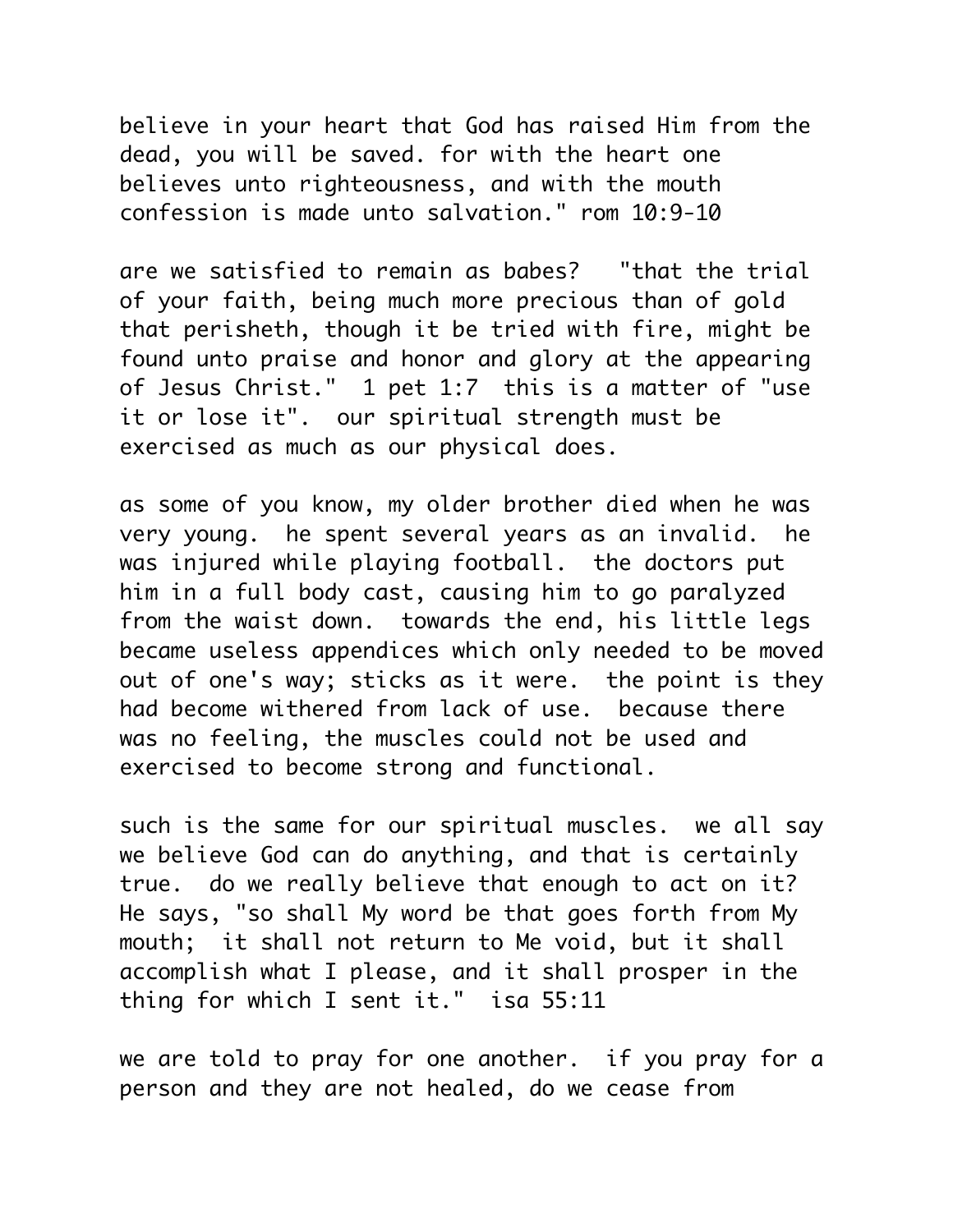believe in your heart that God has raised Him from the dead, you will be saved. for with the heart one believes unto righteousness, and with the mouth confession is made unto salvation." rom 10:9-10

are we satisfied to remain as babes?   "that the trial of your faith, being much more precious than of gold that perisheth, though it be tried with fire, might be found unto praise and honor and glory at the appearing of Jesus Christ."  1 pet 1:7  this is a matter of "use it or lose it".  our spiritual strength must be exercised as much as our physical does.

as some of you know, my older brother died when he was very young.  he spent several years as an invalid.  he was injured while playing football.  the doctors put him in a full body cast, causing him to go paralyzed from the waist down.  towards the end, his little legs became useless appendices which only needed to be moved out of one's way; sticks as it were.  the point is they had become withered from lack of use.  because there was no feeling, the muscles could not be used and exercised to become strong and functional.

such is the same for our spiritual muscles.  we all say we believe God can do anything, and that is certainly true.  do we really believe that enough to act on it?  He says, "so shall My word be that goes forth from My mouth;  it shall not return to Me void, but it shall accomplish what I please, and it shall prosper in the thing for which I sent it."  isa 55:11

we are told to pray for one another.  if you pray for a person and they are not healed, do we cease from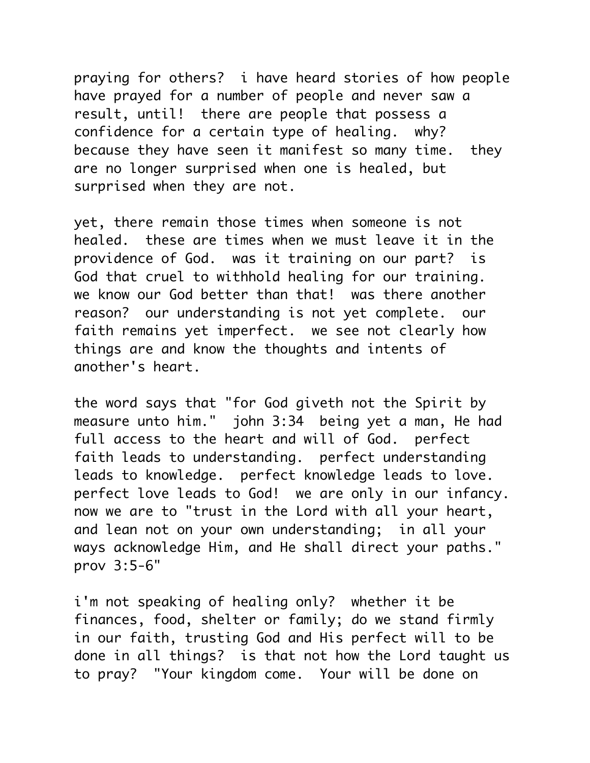praying for others? i have heard stories of how people have prayed for a number of people and never saw a result, until! there are people that possess a confidence for a certain type of healing. why? because they have seen it manifest so many time. they are no longer surprised when one is healed, but surprised when they are not.

yet, there remain those times when someone is not healed. these are times when we must leave it in the providence of God. was it training on our part? is God that cruel to withhold healing for our training. we know our God better than that! was there another reason? our understanding is not yet complete. our faith remains yet imperfect. we see not clearly how things are and know the thoughts and intents of another's heart.

the word says that "for God giveth not the Spirit by measure unto him." john 3:34 being yet a man, He had full access to the heart and will of God. perfect faith leads to understanding. perfect understanding leads to knowledge. perfect knowledge leads to love. perfect love leads to God! we are only in our infancy. now we are to "trust in the Lord with all your heart, and lean not on your own understanding; in all your ways acknowledge Him, and He shall direct your paths." prov 3:5-6"

i'm not speaking of healing only? whether it be finances, food, shelter or family; do we stand firmly in our faith, trusting God and His perfect will to be done in all things? is that not how the Lord taught us to pray? "Your kingdom come. Your will be done on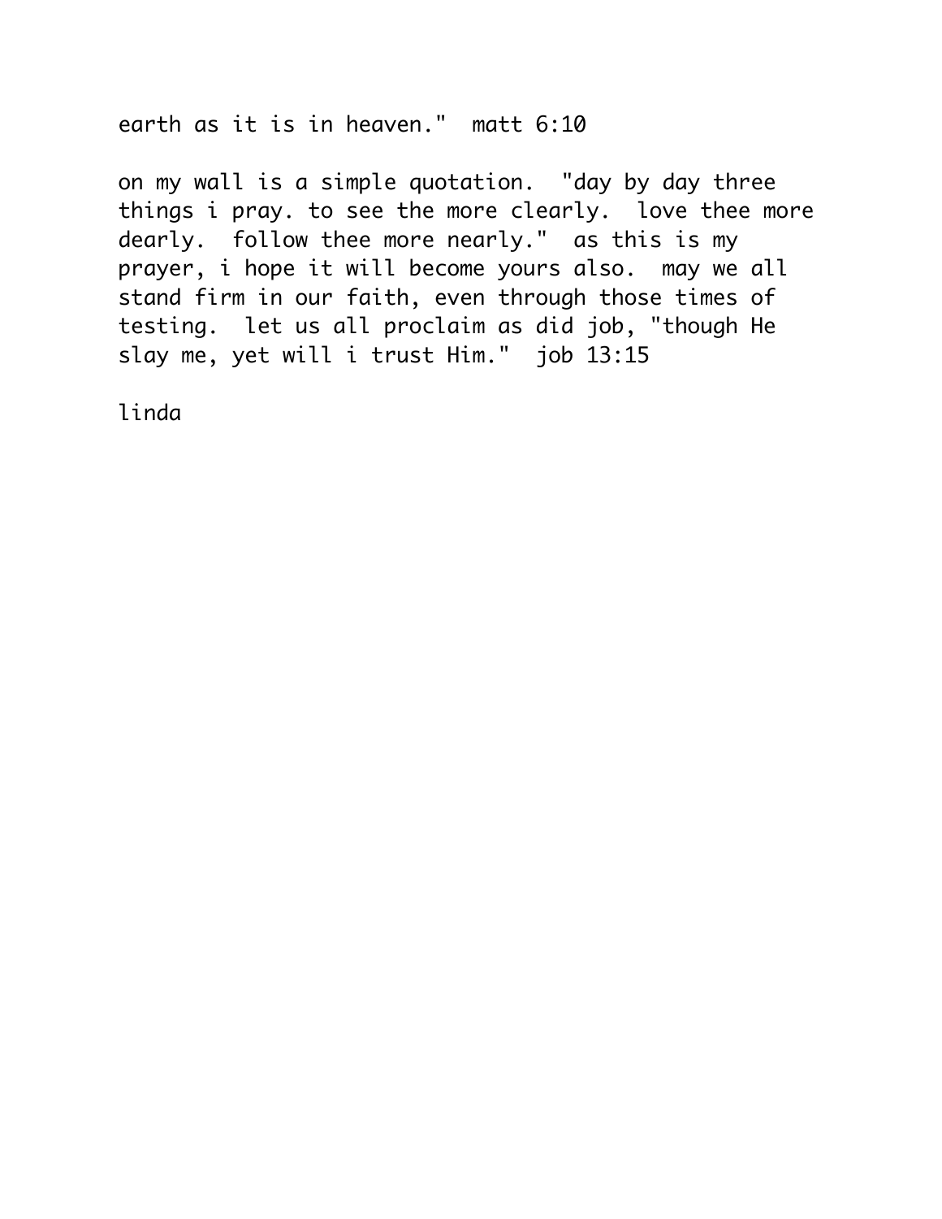earth as it is in heaven."  matt 6:10

on my wall is a simple quotation.  "day by day three things i pray. to see the more clearly.  love thee more dearly.  follow thee more nearly."  as this is my prayer, i hope it will become yours also.  may we all stand firm in our faith, even through those times of testing.  let us all proclaim as did job, "though He slay me, yet will i trust Him."  job 13:15

linda